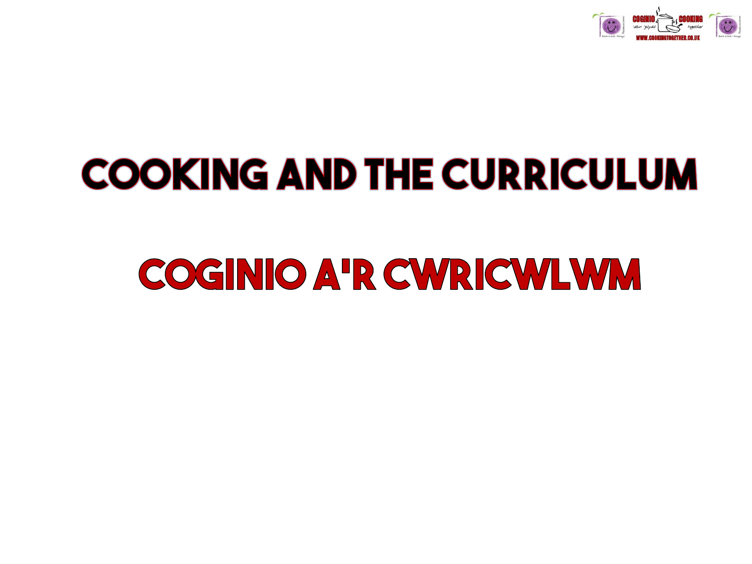# COOKING AND THE CURRICULUM

# COGINIO A'R CWRICWLWM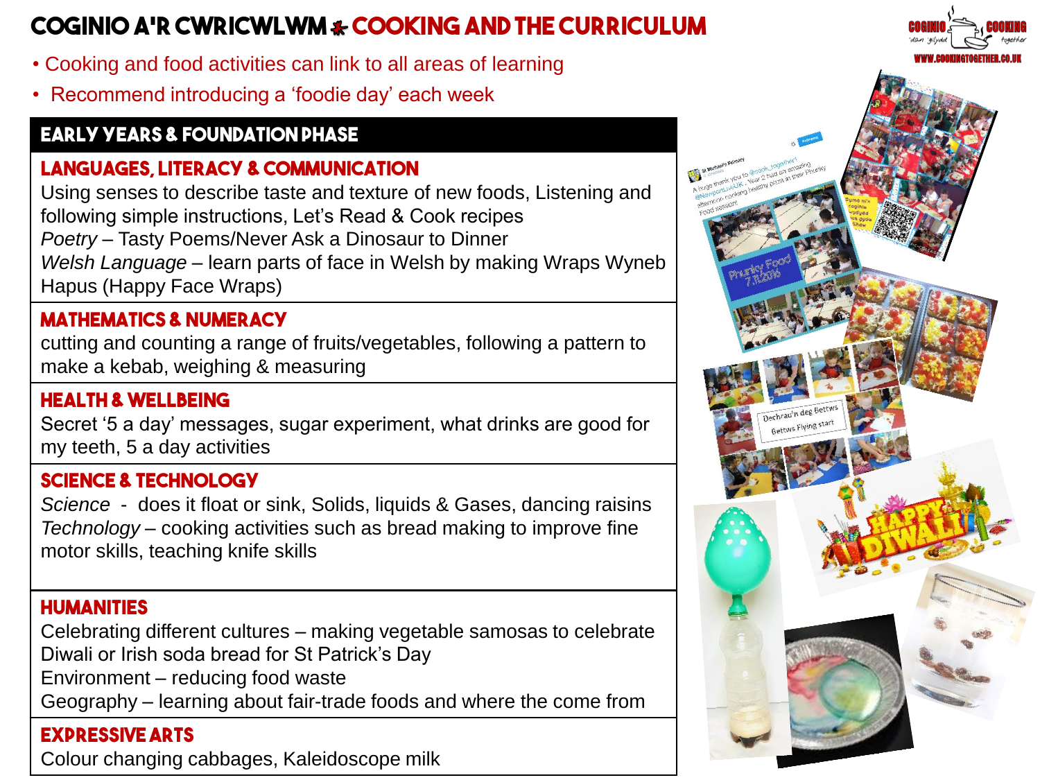# COGINIO A'R CWRICWLWM ⁂ COOKING AND THE CURRICULUM

- Cooking and food activities can link to all areas of learning
- Recommend introducing a 'foodie day' each week

## EARLY YEARS & FOUNDATION PHASE

### LANGUAGES, LITERACY & COMMUNICATION

Using senses to describe taste and texture of new foods, Listening and following simple instructions, Let's Read & Cook recipes

*Poetry* – Tasty Poems/Never Ask a Dinosaur to Dinner

*Welsh Language* – learn parts of face in Welsh by making Wraps Wyneb Hapus (Happy Face Wraps)

### MATHEMATICS & NUMERACY

cutting and counting a range of fruits/vegetables, following a pattern to make a kebab, weighing & measuring

### HEALTH & WELLBEING

Secret '5 a day' messages, sugar experiment, what drinks are good for my teeth, 5 a day activities

### SCIENCE & TECHNOLOGY

*Science* - does it float or sink, Solids, liquids & Gases, dancing raisins

*Technology* – cooking activities such as bread making to improve fine motor skills, teaching knife skills

### HUMANITIES

Celebrating different cultures – making vegetable samosas to celebrate Diwali or Irish soda bread for St Patrick's Day

Environment – reducing food waste

Geography – learning about fair-trade foods and where the come from

### EXPRESSIVE ARTS

Colour changing cabbages, Kaleidoscope milk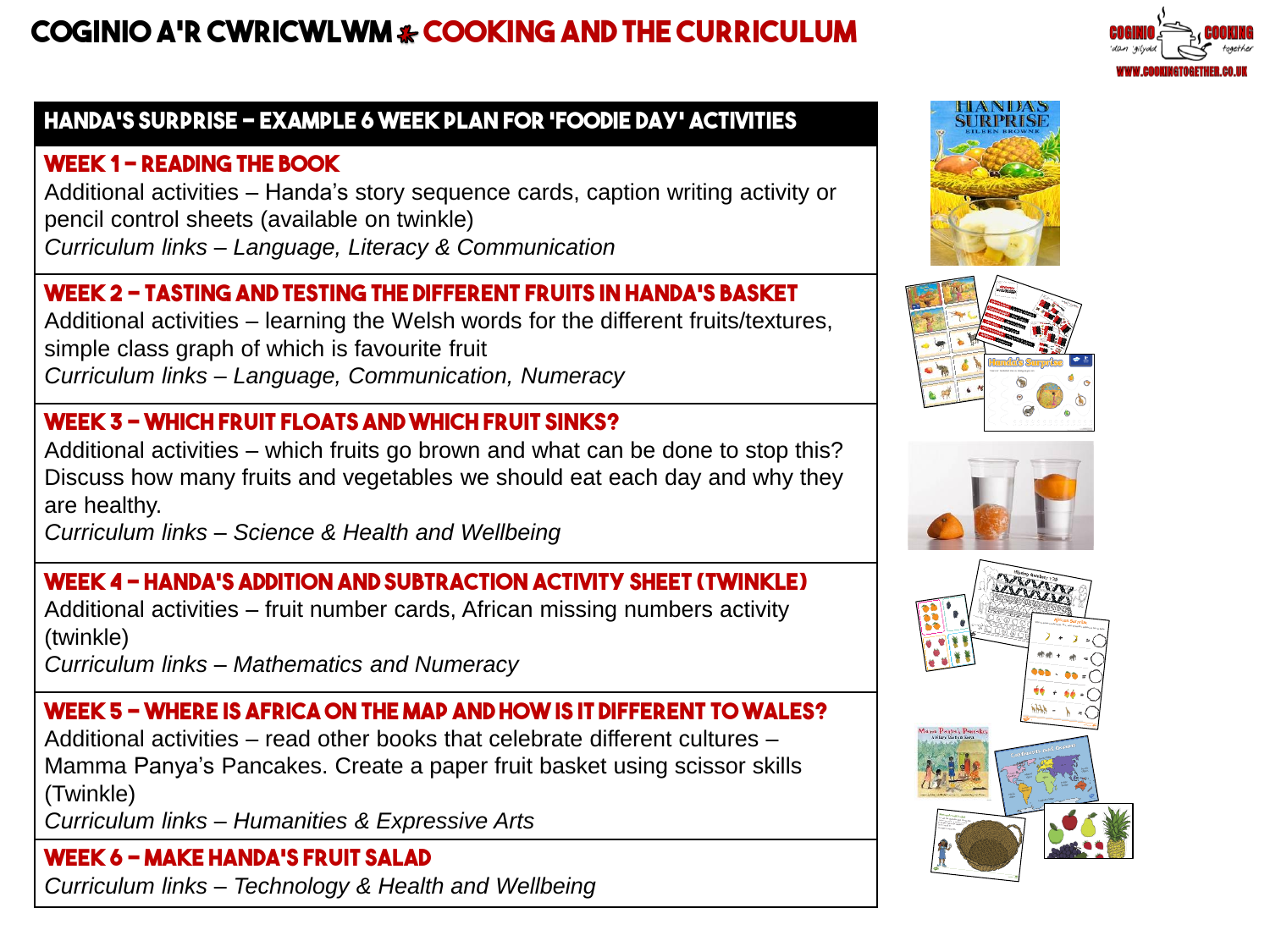# COGINIO A'R CWRICWLWM ✱ COOKING AND THE CURRICULUM

## HANDA'S SURPRISE – EXAMPLE 6 WEEK PLAN FOR 'FOODIE DAY' ACTIVITIES

### WEEK 1 – READING THE BOOK

Additional activities – Handa's story sequence cards, caption writing activity or pencil control sheets (available on twinkle)

*Curriculum links – Language, Literacy & Communication*

### WEEK 2 – TASTING AND TESTING THE DIFFERENT FRUITS IN HANDA'S BASKET

Additional activities – learning the Welsh words for the different fruits/textures, simple class graph of which is favourite fruit

*Curriculum links – Language, Communication, Numeracy*

### WEEK 3 – WHICH FRUIT FLOATS AND WHICH FRUIT SINKS?

Additional activities – which fruits go brown and what can be done to stop this? Discuss how many fruits and vegetables we should eat each day and why they are healthy.

*Curriculum links – Science & Health and Wellbeing*

### WEEK 4 – HANDA'S ADDITION AND SUBTRACTION ACTIVITY SHEET (TWINKLE)

Additional activities – fruit number cards, African missing numbers activity (twinkle)

*Curriculum links – Mathematics and Numeracy*

### WEEK 5 – WHERE IS AFRICA ON THE MAP AND HOW IS IT DIFFERENT TO WALES?

Additional activities – read other books that celebrate different cultures – Mamma Panya's Pancakes. Create a paper fruit basket using scissor skills (Twinkle)

*Curriculum links – Humanities & Expressive Arts*

### WEEK 6 – MAKE HANDA'S FRUIT SALAD

*Curriculum links – Technology & Health and Wellbeing*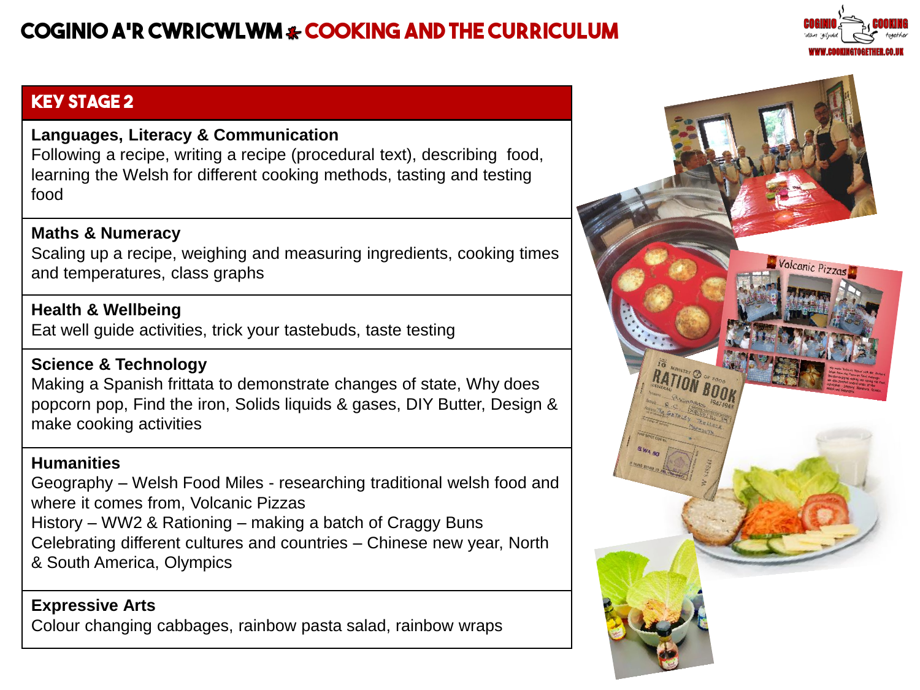# COGINIO A'R CWRICWLWM * COOKING AND THE CURRICULUM

## KEY STAGE 2

**Languages, Literacy & Communication**
Following a recipe, writing a recipe (procedural text), describing food, learning the Welsh for different cooking methods, tasting and testing food

**Maths & Numeracy**
Scaling up a recipe, weighing and measuring ingredients, cooking times and temperatures, class graphs

**Health & Wellbeing**
Eat well guide activities, trick your tastebuds, taste testing

**Science & Technology**
Making a Spanish frittata to demonstrate changes of state, Why does popcorn pop, Find the iron, Solids liquids & gases, DIY Butter, Design & make cooking activities

**Humanities**
Geography – Welsh Food Miles - researching traditional welsh food and where it comes from, Volcanic Pizzas
History – WW2 & Rationing – making a batch of Craggy Buns
Celebrating different cultures and countries – Chinese new year, North & South America, Olympics

**Expressive Arts**
Colour changing cabbages, rainbow pasta salad, rainbow wraps